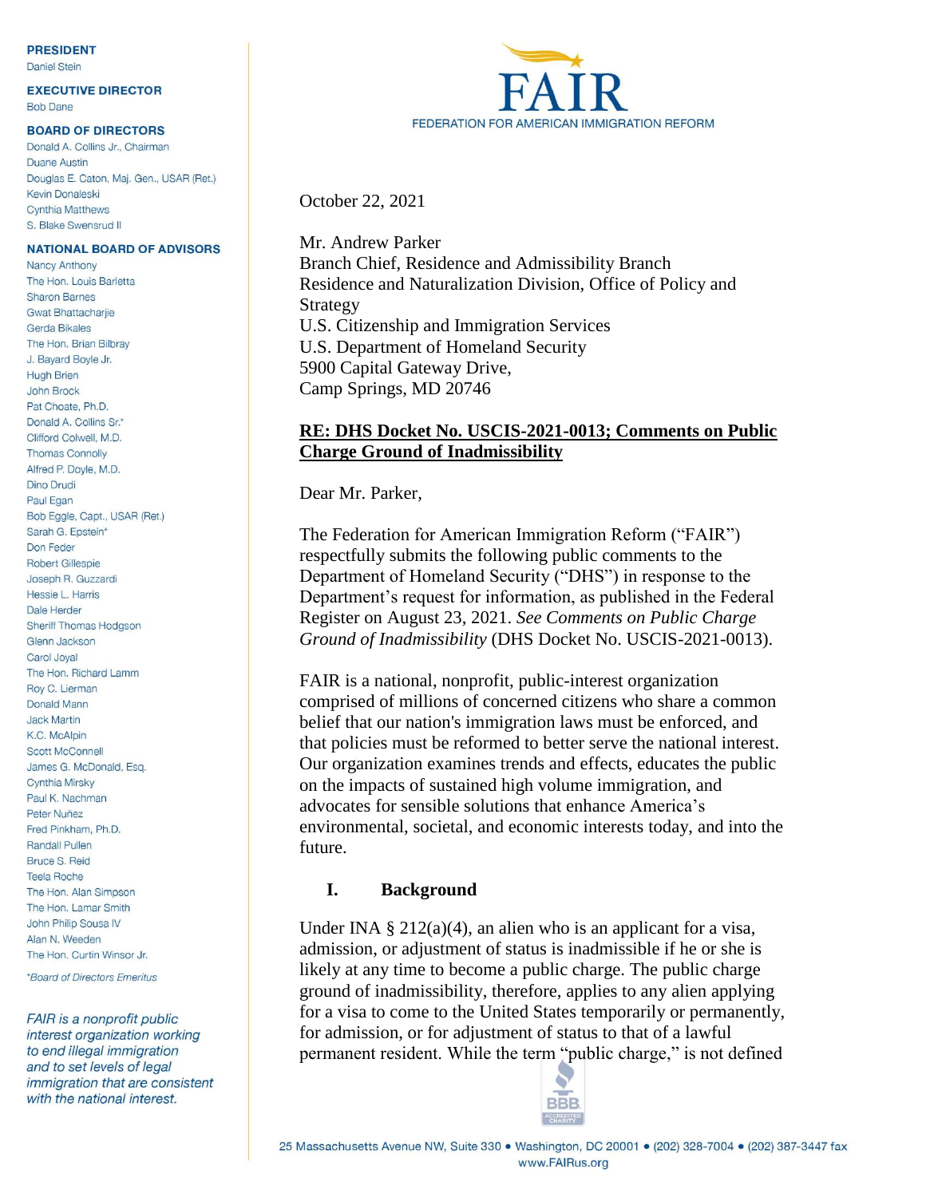**PRESIDENT**
Daniel Stein

**EXECUTIVE DIRECTOR**
Bob Dane

**BOARD OF DIRECTORS**
Donald A. Collins Jr., Chairman
Duane Austin
Douglas E. Caton, Maj. Gen., USAR (Ret.)
Kevin Donaleski
Cynthia Matthews
S. Blake Swensrud II

**NATIONAL BOARD OF ADVISORS**
Nancy Anthony
The Hon. Louis Barletta
Sharon Barnes
Gwat Bhattacharjie
Gerda Bikales
The Hon. Brian Bilbray
J. Bayard Boyle Jr.
Hugh Brien
John Brock
Pat Choate, Ph.D.
Donald A. Collins Sr.*
Clifford Colwell, M.D.
Thomas Connolly
Alfred P. Doyle, M.D.
Dino Drudi
Paul Egan
Bob Eggle, Capt., USAR (Ret.)
Sarah G. Epstein*
Don Feder
Robert Gillespie
Joseph R. Guzzardi
Hessie L. Harris
Dale Herder
Sheriff Thomas Hodgson
Glenn Jackson
Carol Joyal
The Hon. Richard Lamm
Roy C. Lierman
Donald Mann
Jack Martin
K.C. McAlpin
Scott McConnell
James G. McDonald, Esq.
Cynthia Mirsky
Paul K. Nachman
Peter Nuñez
Fred Pinkham, Ph.D.
Randall Pullen
Bruce S. Reid
Teela Roche
The Hon. Alan Simpson
The Hon. Lamar Smith
John Philip Sousa IV
Alan N. Weeden
The Hon. Curtin Winsor Jr.

*Board of Directors Emeritus*

*FAIR is a nonprofit public interest organization working to end illegal immigration and to set levels of legal immigration that are consistent with the national interest.*

FAIR
FEDERATION FOR AMERICAN IMMIGRATION REFORM

October 22, 2021

Mr. Andrew Parker
Branch Chief, Residence and Admissibility Branch
Residence and Naturalization Division, Office of Policy and Strategy
U.S. Citizenship and Immigration Services
U.S. Department of Homeland Security
5900 Capital Gateway Drive,
Camp Springs, MD 20746

**RE: DHS Docket No. USCIS-2021-0013; Comments on Public Charge Ground of Inadmissibility**

Dear Mr. Parker,

The Federation for American Immigration Reform ("FAIR") respectfully submits the following public comments to the Department of Homeland Security ("DHS") in response to the Department's request for information, as published in the Federal Register on August 23, 2021. *See Comments on Public Charge Ground of Inadmissibility* (DHS Docket No. USCIS-2021-0013).

FAIR is a national, nonprofit, public-interest organization comprised of millions of concerned citizens who share a common belief that our nation's immigration laws must be enforced, and that policies must be reformed to better serve the national interest. Our organization examines trends and effects, educates the public on the impacts of sustained high volume immigration, and advocates for sensible solutions that enhance America's environmental, societal, and economic interests today, and into the future.

## I. Background

Under INA § 212(a)(4), an alien who is an applicant for a visa, admission, or adjustment of status is inadmissible if he or she is likely at any time to become a public charge. The public charge ground of inadmissibility, therefore, applies to any alien applying for a visa to come to the United States temporarily or permanently, for admission, or for adjustment of status to that of a lawful permanent resident. While the term "public charge," is not defined

25 Massachusetts Avenue NW, Suite 330 • Washington, DC 20001 • (202) 328-7004 • (202) 387-3447 fax
www.FAIRus.org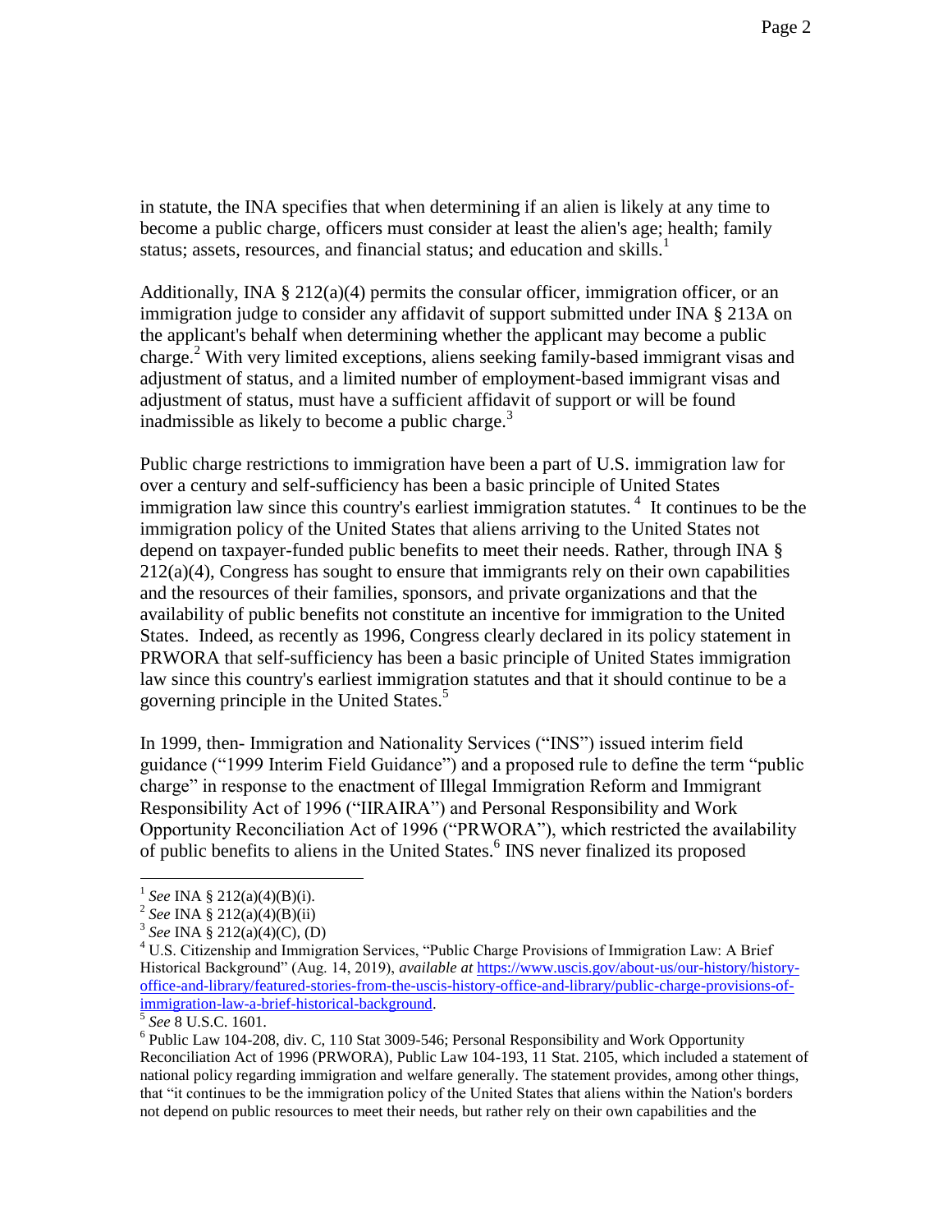in statute, the INA specifies that when determining if an alien is likely at any time to become a public charge, officers must consider at least the alien's age; health; family status; assets, resources, and financial status; and education and skills.[1]

Additionally, INA § 212(a)(4) permits the consular officer, immigration officer, or an immigration judge to consider any affidavit of support submitted under INA § 213A on the applicant's behalf when determining whether the applicant may become a public charge.[2] With very limited exceptions, aliens seeking family-based immigrant visas and adjustment of status, and a limited number of employment-based immigrant visas and adjustment of status, must have a sufficient affidavit of support or will be found inadmissible as likely to become a public charge.[3]

Public charge restrictions to immigration have been a part of U.S. immigration law for over a century and self-sufficiency has been a basic principle of United States immigration law since this country's earliest immigration statutes.[4] It continues to be the immigration policy of the United States that aliens arriving to the United States not depend on taxpayer-funded public benefits to meet their needs. Rather, through INA § 212(a)(4), Congress has sought to ensure that immigrants rely on their own capabilities and the resources of their families, sponsors, and private organizations and that the availability of public benefits not constitute an incentive for immigration to the United States. Indeed, as recently as 1996, Congress clearly declared in its policy statement in PRWORA that self-sufficiency has been a basic principle of United States immigration law since this country's earliest immigration statutes and that it should continue to be a governing principle in the United States.[5]

In 1999, then- Immigration and Nationality Services ("INS") issued interim field guidance ("1999 Interim Field Guidance") and a proposed rule to define the term "public charge" in response to the enactment of Illegal Immigration Reform and Immigrant Responsibility Act of 1996 ("IIRAIRA") and Personal Responsibility and Work Opportunity Reconciliation Act of 1996 ("PRWORA"), which restricted the availability of public benefits to aliens in the United States.[6] INS never finalized its proposed

---

[1] *See* INA § 212(a)(4)(B)(i).

[2] *See* INA § 212(a)(4)(B)(ii)

[3] *See* INA § 212(a)(4)(C), (D)

[4] U.S. Citizenship and Immigration Services, "Public Charge Provisions of Immigration Law: A Brief Historical Background" (Aug. 14, 2019), *available at* [https://www.uscis.gov/about-us/our-history/history-office-and-library/featured-stories-from-the-uscis-history-office-and-library/public-charge-provisions-of-immigration-law-a-brief-historical-background](https://www.uscis.gov/about-us/our-history/history-office-and-library/featured-stories-from-the-uscis-history-office-and-library/public-charge-provisions-of-immigration-law-a-brief-historical-background).

[5] *See* 8 U.S.C. 1601.

[6] Public Law 104-208, div. C, 110 Stat 3009-546; Personal Responsibility and Work Opportunity Reconciliation Act of 1996 (PRWORA), Public Law 104-193, 11 Stat. 2105, which included a statement of national policy regarding immigration and welfare generally. The statement provides, among other things, that "it continues to be the immigration policy of the United States that aliens within the Nation's borders not depend on public resources to meet their needs, but rather rely on their own capabilities and the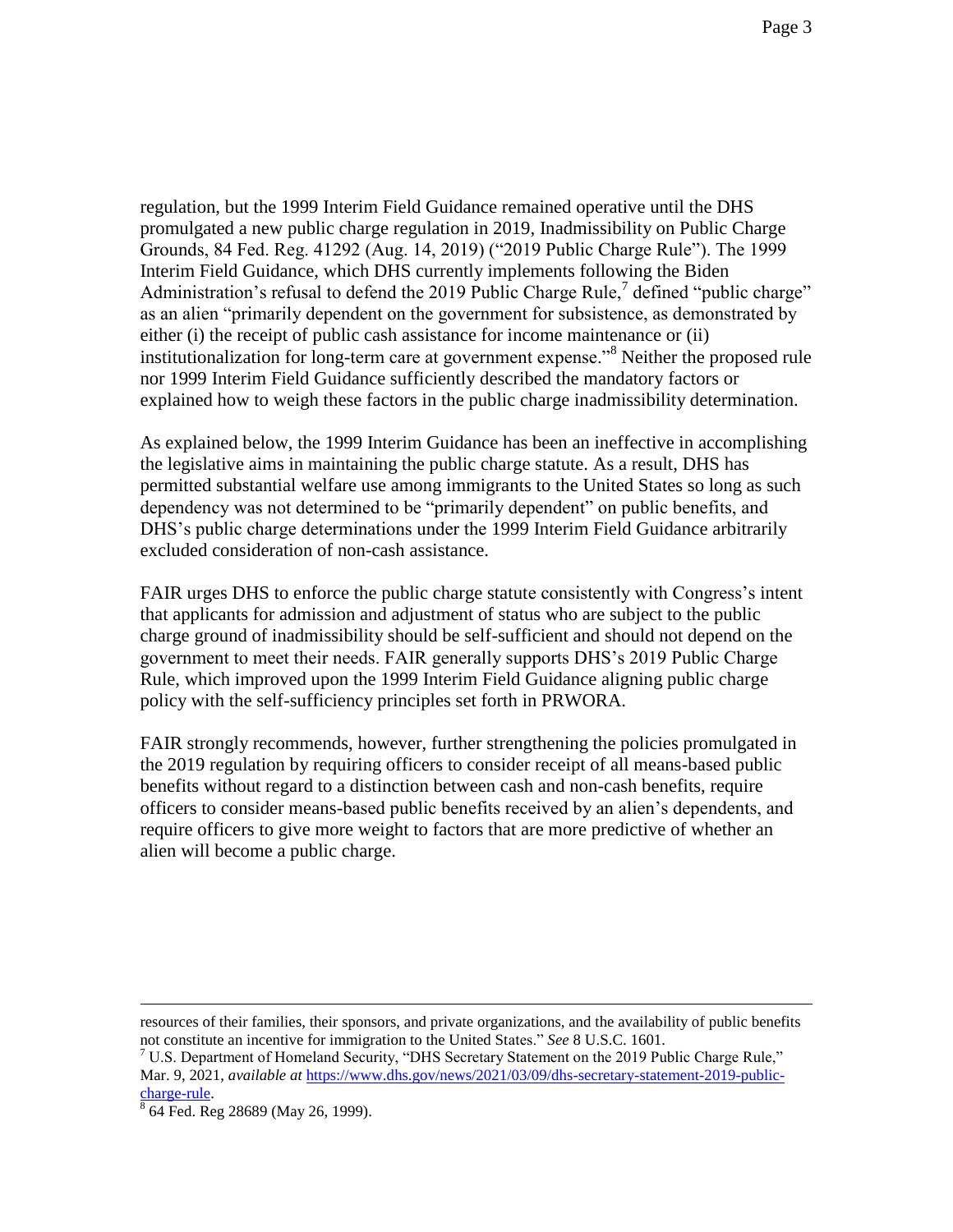regulation, but the 1999 Interim Field Guidance remained operative until the DHS promulgated a new public charge regulation in 2019, Inadmissibility on Public Charge Grounds, 84 Fed. Reg. 41292 (Aug. 14, 2019) ("2019 Public Charge Rule"). The 1999 Interim Field Guidance, which DHS currently implements following the Biden Administration's refusal to defend the 2019 Public Charge Rule,[7] defined "public charge" as an alien "primarily dependent on the government for subsistence, as demonstrated by either (i) the receipt of public cash assistance for income maintenance or (ii) institutionalization for long-term care at government expense."[8] Neither the proposed rule nor 1999 Interim Field Guidance sufficiently described the mandatory factors or explained how to weigh these factors in the public charge inadmissibility determination.

As explained below, the 1999 Interim Guidance has been an ineffective in accomplishing the legislative aims in maintaining the public charge statute. As a result, DHS has permitted substantial welfare use among immigrants to the United States so long as such dependency was not determined to be "primarily dependent" on public benefits, and DHS's public charge determinations under the 1999 Interim Field Guidance arbitrarily excluded consideration of non-cash assistance.

FAIR urges DHS to enforce the public charge statute consistently with Congress's intent that applicants for admission and adjustment of status who are subject to the public charge ground of inadmissibility should be self-sufficient and should not depend on the government to meet their needs. FAIR generally supports DHS's 2019 Public Charge Rule, which improved upon the 1999 Interim Field Guidance aligning public charge policy with the self-sufficiency principles set forth in PRWORA.

FAIR strongly recommends, however, further strengthening the policies promulgated in the 2019 regulation by requiring officers to consider receipt of all means-based public benefits without regard to a distinction between cash and non-cash benefits, require officers to consider means-based public benefits received by an alien's dependents, and require officers to give more weight to factors that are more predictive of whether an alien will become a public charge.

---

resources of their families, their sponsors, and private organizations, and the availability of public benefits not constitute an incentive for immigration to the United States." *See* 8 U.S.C. 1601.

[7] U.S. Department of Homeland Security, "DHS Secretary Statement on the 2019 Public Charge Rule," Mar. 9, 2021, *available at* https://www.dhs.gov/news/2021/03/09/dhs-secretary-statement-2019-public-charge-rule.

[8] 64 Fed. Reg 28689 (May 26, 1999).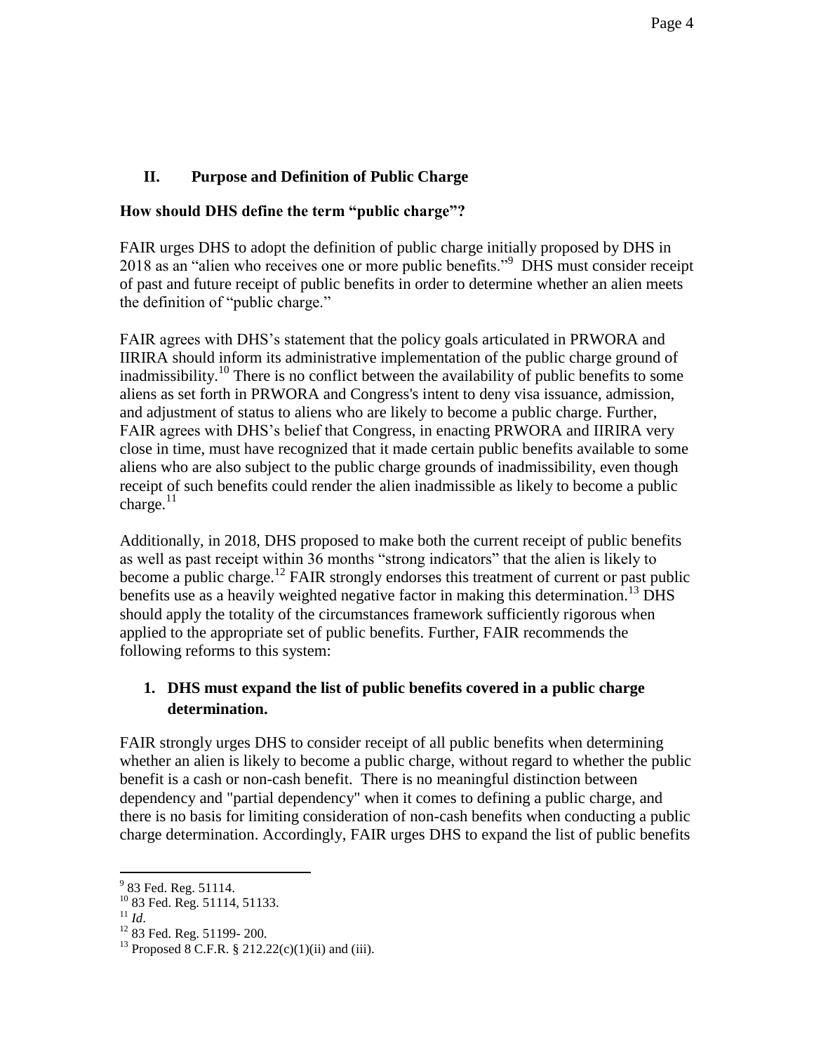## II. Purpose and Definition of Public Charge

**How should DHS define the term "public charge"?**

FAIR urges DHS to adopt the definition of public charge initially proposed by DHS in 2018 as an "alien who receives one or more public benefits."[9] DHS must consider receipt of past and future receipt of public benefits in order to determine whether an alien meets the definition of "public charge."

FAIR agrees with DHS's statement that the policy goals articulated in PRWORA and IIRIRA should inform its administrative implementation of the public charge ground of inadmissibility.[10] There is no conflict between the availability of public benefits to some aliens as set forth in PRWORA and Congress's intent to deny visa issuance, admission, and adjustment of status to aliens who are likely to become a public charge. Further, FAIR agrees with DHS's belief that Congress, in enacting PRWORA and IIRIRA very close in time, must have recognized that it made certain public benefits available to some aliens who are also subject to the public charge grounds of inadmissibility, even though receipt of such benefits could render the alien inadmissible as likely to become a public charge.[11]

Additionally, in 2018, DHS proposed to make both the current receipt of public benefits as well as past receipt within 36 months "strong indicators" that the alien is likely to become a public charge.[12] FAIR strongly endorses this treatment of current or past public benefits use as a heavily weighted negative factor in making this determination.[13] DHS should apply the totality of the circumstances framework sufficiently rigorous when applied to the appropriate set of public benefits. Further, FAIR recommends the following reforms to this system:

### 1. DHS must expand the list of public benefits covered in a public charge determination.

FAIR strongly urges DHS to consider receipt of all public benefits when determining whether an alien is likely to become a public charge, without regard to whether the public benefit is a cash or non-cash benefit. There is no meaningful distinction between dependency and "partial dependency" when it comes to defining a public charge, and there is no basis for limiting consideration of non-cash benefits when conducting a public charge determination. Accordingly, FAIR urges DHS to expand the list of public benefits

---

[9] 83 Fed. Reg. 51114.

[10] 83 Fed. Reg. 51114, 51133.

[11] *Id*.

[12] 83 Fed. Reg. 51199- 200.

[13] Proposed 8 C.F.R. § 212.22(c)(1)(ii) and (iii).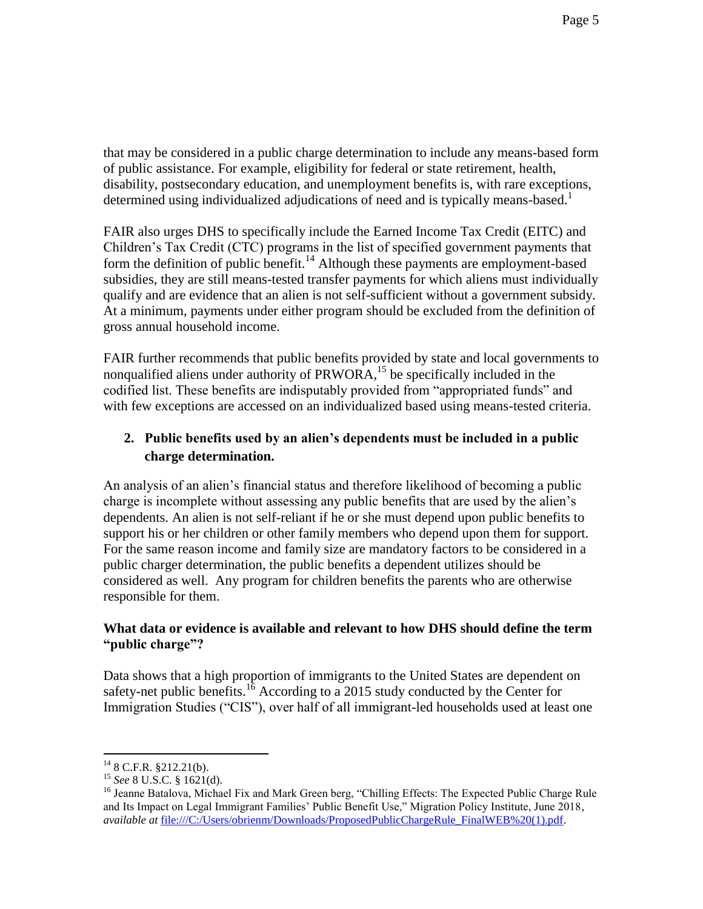that may be considered in a public charge determination to include any means-based form of public assistance. For example, eligibility for federal or state retirement, health, disability, postsecondary education, and unemployment benefits is, with rare exceptions, determined using individualized adjudications of need and is typically means-based.[1]

FAIR also urges DHS to specifically include the Earned Income Tax Credit (EITC) and Children's Tax Credit (CTC) programs in the list of specified government payments that form the definition of public benefit.[14] Although these payments are employment-based subsidies, they are still means-tested transfer payments for which aliens must individually qualify and are evidence that an alien is not self-sufficient without a government subsidy. At a minimum, payments under either program should be excluded from the definition of gross annual household income.

FAIR further recommends that public benefits provided by state and local governments to nonqualified aliens under authority of PRWORA,[15] be specifically included in the codified list. These benefits are indisputably provided from "appropriated funds" and with few exceptions are accessed on an individualized based using means-tested criteria.

2. **Public benefits used by an alien's dependents must be included in a public charge determination.**

An analysis of an alien's financial status and therefore likelihood of becoming a public charge is incomplete without assessing any public benefits that are used by the alien's dependents. An alien is not self-reliant if he or she must depend upon public benefits to support his or her children or other family members who depend upon them for support. For the same reason income and family size are mandatory factors to be considered in a public charger determination, the public benefits a dependent utilizes should be considered as well. Any program for children benefits the parents who are otherwise responsible for them.

**What data or evidence is available and relevant to how DHS should define the term "public charge"?**

Data shows that a high proportion of immigrants to the United States are dependent on safety-net public benefits.[16] According to a 2015 study conducted by the Center for Immigration Studies ("CIS"), over half of all immigrant-led households used at least one

---

[14] 8 C.F.R. §212.21(b).

[15] *See* 8 U.S.C. § 1621(d).

[16] Jeanne Batalova, Michael Fix and Mark Green berg, "Chilling Effects: The Expected Public Charge Rule and Its Impact on Legal Immigrant Families' Public Benefit Use," Migration Policy Institute, June 2018, *available at* file:///C:/Users/obrienm/Downloads/ProposedPublicChargeRule_FinalWEB%20(1).pdf.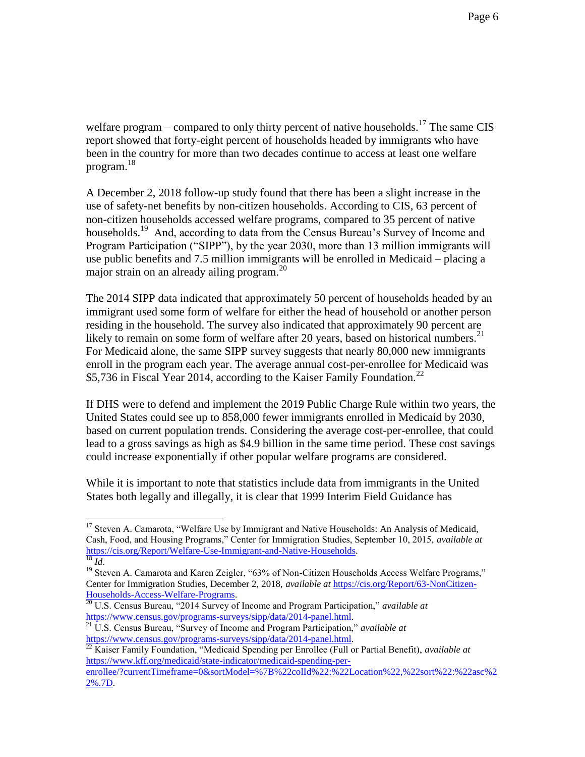welfare program – compared to only thirty percent of native households.[17] The same CIS report showed that forty-eight percent of households headed by immigrants who have been in the country for more than two decades continue to access at least one welfare program.[18]

A December 2, 2018 follow-up study found that there has been a slight increase in the use of safety-net benefits by non-citizen households. According to CIS, 63 percent of non-citizen households accessed welfare programs, compared to 35 percent of native households.[19] And, according to data from the Census Bureau's Survey of Income and Program Participation ("SIPP"), by the year 2030, more than 13 million immigrants will use public benefits and 7.5 million immigrants will be enrolled in Medicaid – placing a major strain on an already ailing program.[20]

The 2014 SIPP data indicated that approximately 50 percent of households headed by an immigrant used some form of welfare for either the head of household or another person residing in the household. The survey also indicated that approximately 90 percent are likely to remain on some form of welfare after 20 years, based on historical numbers.[21] For Medicaid alone, the same SIPP survey suggests that nearly 80,000 new immigrants enroll in the program each year. The average annual cost-per-enrollee for Medicaid was $5,736 in Fiscal Year 2014, according to the Kaiser Family Foundation.[22]

If DHS were to defend and implement the 2019 Public Charge Rule within two years, the United States could see up to 858,000 fewer immigrants enrolled in Medicaid by 2030, based on current population trends. Considering the average cost-per-enrollee, that could lead to a gross savings as high as $4.9 billion in the same time period. These cost savings could increase exponentially if other popular welfare programs are considered.

While it is important to note that statistics include data from immigrants in the United States both legally and illegally, it is clear that 1999 Interim Field Guidance has

---

[17] Steven A. Camarota, "Welfare Use by Immigrant and Native Households: An Analysis of Medicaid, Cash, Food, and Housing Programs," Center for Immigration Studies, September 10, 2015, *available at* https://cis.org/Report/Welfare-Use-Immigrant-and-Native-Households.

[18] *Id*.

[19] Steven A. Camarota and Karen Zeigler, "63% of Non-Citizen Households Access Welfare Programs," Center for Immigration Studies, December 2, 2018, *available at* https://cis.org/Report/63-NonCitizen-Households-Access-Welfare-Programs.

[20] U.S. Census Bureau, "2014 Survey of Income and Program Participation," *available at* https://www.census.gov/programs-surveys/sipp/data/2014-panel.html.

[21] U.S. Census Bureau, "Survey of Income and Program Participation," *available at* https://www.census.gov/programs-surveys/sipp/data/2014-panel.html.

[22] Kaiser Family Foundation, "Medicaid Spending per Enrollee (Full or Partial Benefit), *available at* https://www.kff.org/medicaid/state-indicator/medicaid-spending-per-enrollee/?currentTimeframe=0&sortModel=%7B%22colId%22:%22Location%22,%22sort%22:%22asc%22%.7D.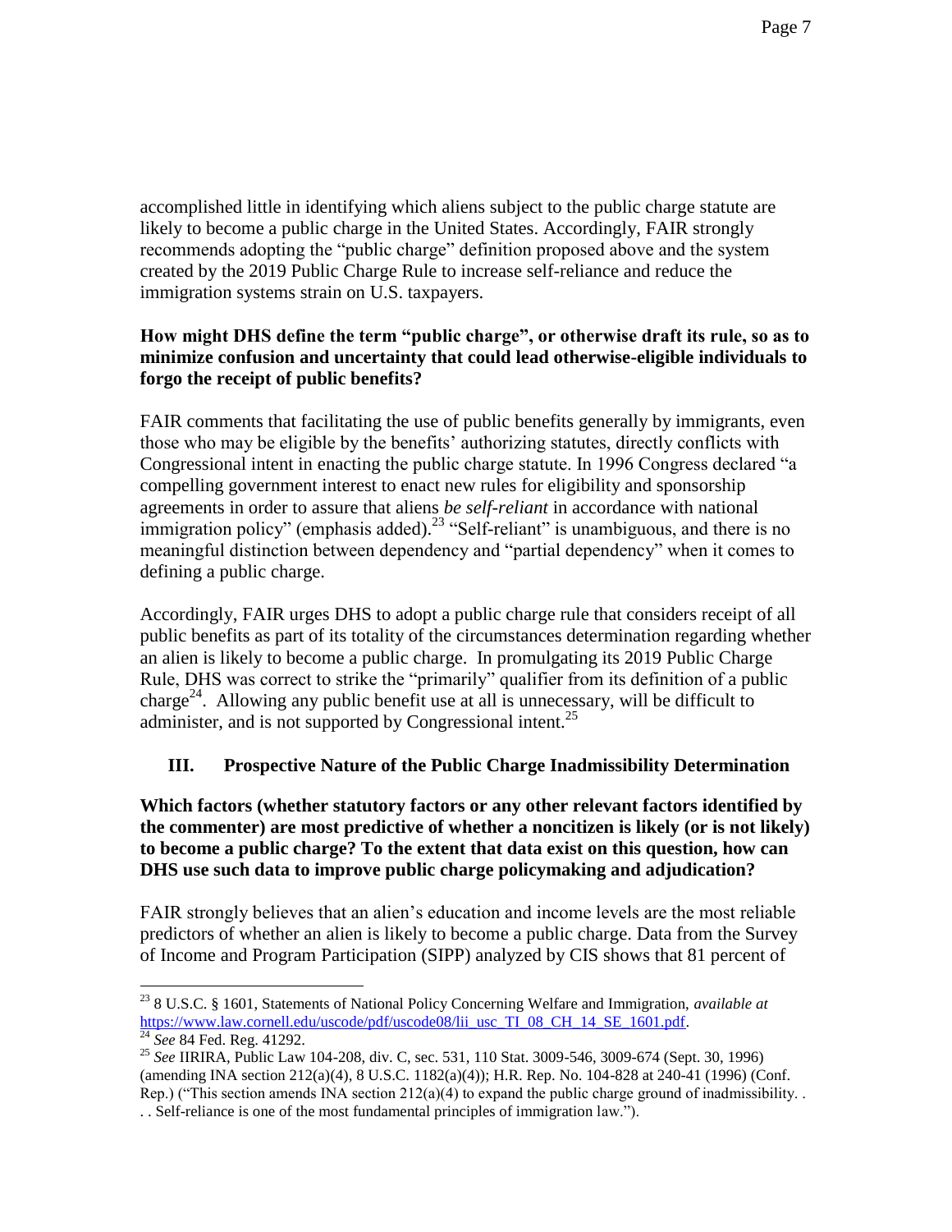accomplished little in identifying which aliens subject to the public charge statute are likely to become a public charge in the United States. Accordingly, FAIR strongly recommends adopting the "public charge" definition proposed above and the system created by the 2019 Public Charge Rule to increase self-reliance and reduce the immigration systems strain on U.S. taxpayers.

**How might DHS define the term "public charge", or otherwise draft its rule, so as to minimize confusion and uncertainty that could lead otherwise-eligible individuals to forgo the receipt of public benefits?**

FAIR comments that facilitating the use of public benefits generally by immigrants, even those who may be eligible by the benefits' authorizing statutes, directly conflicts with Congressional intent in enacting the public charge statute. In 1996 Congress declared "a compelling government interest to enact new rules for eligibility and sponsorship agreements in order to assure that aliens *be self-reliant* in accordance with national immigration policy" (emphasis added).[23] "Self-reliant" is unambiguous, and there is no meaningful distinction between dependency and "partial dependency" when it comes to defining a public charge.

Accordingly, FAIR urges DHS to adopt a public charge rule that considers receipt of all public benefits as part of its totality of the circumstances determination regarding whether an alien is likely to become a public charge. In promulgating its 2019 Public Charge Rule, DHS was correct to strike the "primarily" qualifier from its definition of a public charge[24]. Allowing any public benefit use at all is unnecessary, will be difficult to administer, and is not supported by Congressional intent.[25]

## III. Prospective Nature of the Public Charge Inadmissibility Determination

**Which factors (whether statutory factors or any other relevant factors identified by the commenter) are most predictive of whether a noncitizen is likely (or is not likely) to become a public charge? To the extent that data exist on this question, how can DHS use such data to improve public charge policymaking and adjudication?**

FAIR strongly believes that an alien's education and income levels are the most reliable predictors of whether an alien is likely to become a public charge. Data from the Survey of Income and Program Participation (SIPP) analyzed by CIS shows that 81 percent of

---

[23] 8 U.S.C. § 1601, Statements of National Policy Concerning Welfare and Immigration, *available at* https://www.law.cornell.edu/uscode/pdf/uscode08/lii_usc_TI_08_CH_14_SE_1601.pdf.

[24] *See* 84 Fed. Reg. 41292.

[25] *See* IIRIRA, Public Law 104-208, div. C, sec. 531, 110 Stat. 3009-546, 3009-674 (Sept. 30, 1996) (amending INA section 212(a)(4), 8 U.S.C. 1182(a)(4)); H.R. Rep. No. 104-828 at 240-41 (1996) (Conf. Rep.) ("This section amends INA section 212(a)(4) to expand the public charge ground of inadmissibility. . . . Self-reliance is one of the most fundamental principles of immigration law.").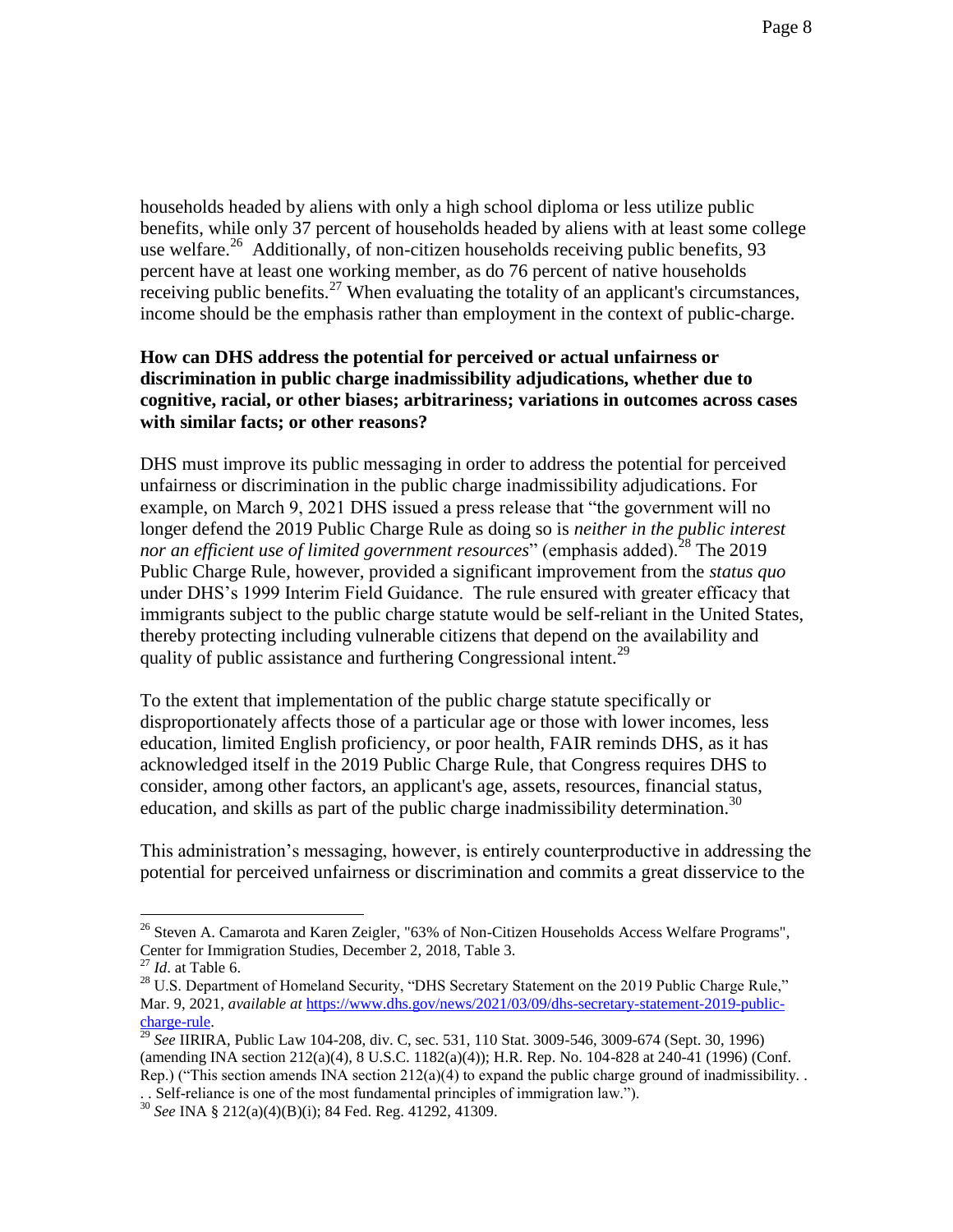households headed by aliens with only a high school diploma or less utilize public benefits, while only 37 percent of households headed by aliens with at least some college use welfare.[26] Additionally, of non-citizen households receiving public benefits, 93 percent have at least one working member, as do 76 percent of native households receiving public benefits.[27] When evaluating the totality of an applicant's circumstances, income should be the emphasis rather than employment in the context of public-charge.

**How can DHS address the potential for perceived or actual unfairness or discrimination in public charge inadmissibility adjudications, whether due to cognitive, racial, or other biases; arbitrariness; variations in outcomes across cases with similar facts; or other reasons?**

DHS must improve its public messaging in order to address the potential for perceived unfairness or discrimination in the public charge inadmissibility adjudications. For example, on March 9, 2021 DHS issued a press release that "the government will no longer defend the 2019 Public Charge Rule as doing so is *neither in the public interest nor an efficient use of limited government resources*" (emphasis added).[28] The 2019 Public Charge Rule, however, provided a significant improvement from the *status quo* under DHS's 1999 Interim Field Guidance. The rule ensured with greater efficacy that immigrants subject to the public charge statute would be self-reliant in the United States, thereby protecting including vulnerable citizens that depend on the availability and quality of public assistance and furthering Congressional intent.[29]

To the extent that implementation of the public charge statute specifically or disproportionately affects those of a particular age or those with lower incomes, less education, limited English proficiency, or poor health, FAIR reminds DHS, as it has acknowledged itself in the 2019 Public Charge Rule, that Congress requires DHS to consider, among other factors, an applicant's age, assets, resources, financial status, education, and skills as part of the public charge inadmissibility determination.[30]

This administration's messaging, however, is entirely counterproductive in addressing the potential for perceived unfairness or discrimination and commits a great disservice to the

---

[26] Steven A. Camarota and Karen Zeigler, "63% of Non-Citizen Households Access Welfare Programs", Center for Immigration Studies, December 2, 2018, Table 3.

[27] *Id*. at Table 6.

[28] U.S. Department of Homeland Security, "DHS Secretary Statement on the 2019 Public Charge Rule," Mar. 9, 2021, *available at* [https://www.dhs.gov/news/2021/03/09/dhs-secretary-statement-2019-public-charge-rule](https://www.dhs.gov/news/2021/03/09/dhs-secretary-statement-2019-public-charge-rule).

[29] *See* IIRIRA, Public Law 104-208, div. C, sec. 531, 110 Stat. 3009-546, 3009-674 (Sept. 30, 1996) (amending INA section 212(a)(4), 8 U.S.C. 1182(a)(4)); H.R. Rep. No. 104-828 at 240-41 (1996) (Conf. Rep.) ("This section amends INA section 212(a)(4) to expand the public charge ground of inadmissibility. . . . Self-reliance is one of the most fundamental principles of immigration law.").

[30] *See* INA § 212(a)(4)(B)(i); 84 Fed. Reg. 41292, 41309.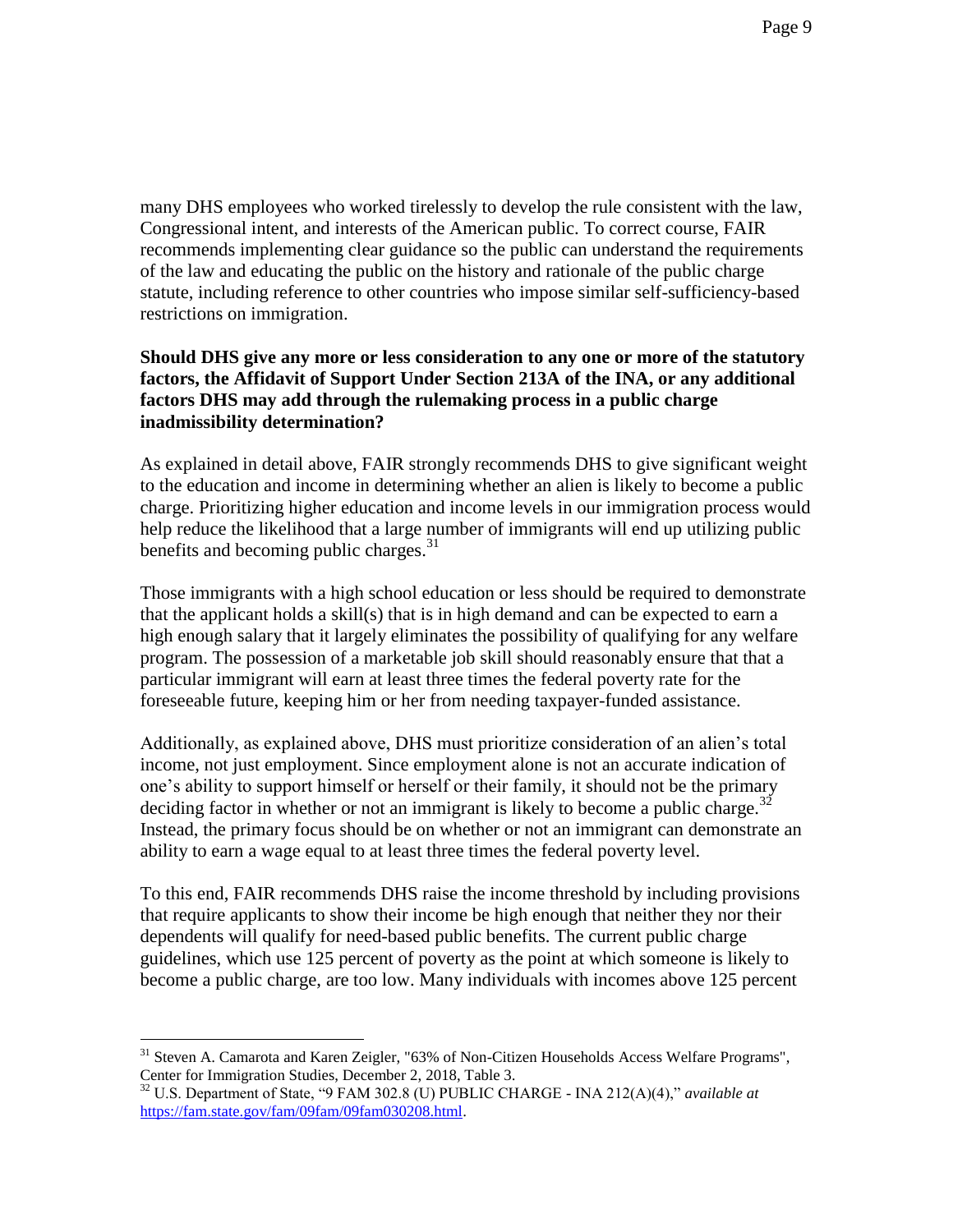many DHS employees who worked tirelessly to develop the rule consistent with the law, Congressional intent, and interests of the American public. To correct course, FAIR recommends implementing clear guidance so the public can understand the requirements of the law and educating the public on the history and rationale of the public charge statute, including reference to other countries who impose similar self-sufficiency-based restrictions on immigration.

**Should DHS give any more or less consideration to any one or more of the statutory factors, the Affidavit of Support Under Section 213A of the INA, or any additional factors DHS may add through the rulemaking process in a public charge inadmissibility determination?**

As explained in detail above, FAIR strongly recommends DHS to give significant weight to the education and income in determining whether an alien is likely to become a public charge. Prioritizing higher education and income levels in our immigration process would help reduce the likelihood that a large number of immigrants will end up utilizing public benefits and becoming public charges.[31]

Those immigrants with a high school education or less should be required to demonstrate that the applicant holds a skill(s) that is in high demand and can be expected to earn a high enough salary that it largely eliminates the possibility of qualifying for any welfare program. The possession of a marketable job skill should reasonably ensure that that a particular immigrant will earn at least three times the federal poverty rate for the foreseeable future, keeping him or her from needing taxpayer-funded assistance.

Additionally, as explained above, DHS must prioritize consideration of an alien's total income, not just employment. Since employment alone is not an accurate indication of one's ability to support himself or herself or their family, it should not be the primary deciding factor in whether or not an immigrant is likely to become a public charge.[32] Instead, the primary focus should be on whether or not an immigrant can demonstrate an ability to earn a wage equal to at least three times the federal poverty level.

To this end, FAIR recommends DHS raise the income threshold by including provisions that require applicants to show their income be high enough that neither they nor their dependents will qualify for need-based public benefits. The current public charge guidelines, which use 125 percent of poverty as the point at which someone is likely to become a public charge, are too low. Many individuals with incomes above 125 percent

---

[31] Steven A. Camarota and Karen Zeigler, "63% of Non-Citizen Households Access Welfare Programs", Center for Immigration Studies, December 2, 2018, Table 3.

[32] U.S. Department of State, "9 FAM 302.8 (U) PUBLIC CHARGE - INA 212(A)(4)," *available at* https://fam.state.gov/fam/09fam/09fam030208.html.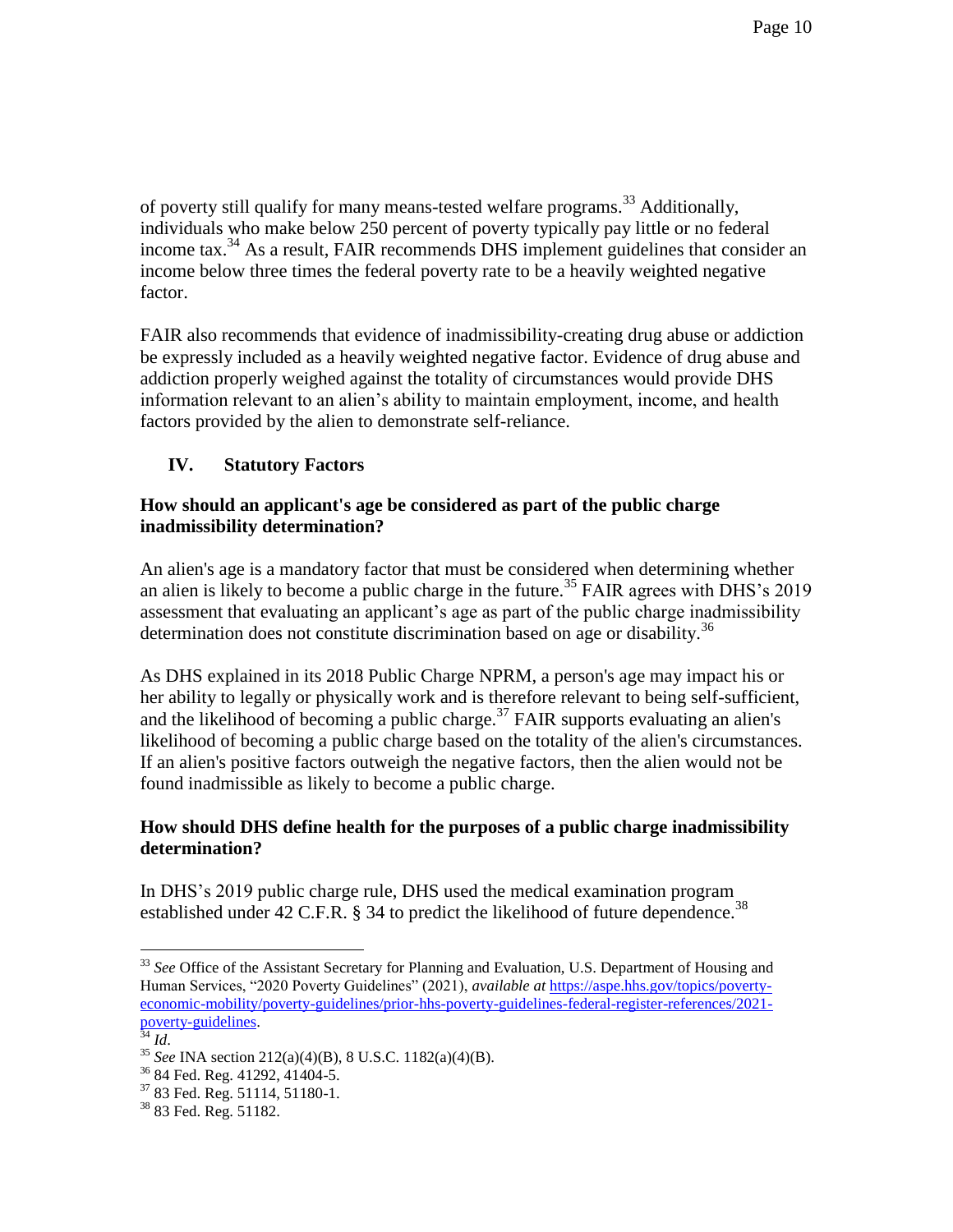of poverty still qualify for many means-tested welfare programs.[33] Additionally, individuals who make below 250 percent of poverty typically pay little or no federal income tax.[34] As a result, FAIR recommends DHS implement guidelines that consider an income below three times the federal poverty rate to be a heavily weighted negative factor.

FAIR also recommends that evidence of inadmissibility-creating drug abuse or addiction be expressly included as a heavily weighted negative factor. Evidence of drug abuse and addiction properly weighed against the totality of circumstances would provide DHS information relevant to an alien's ability to maintain employment, income, and health factors provided by the alien to demonstrate self-reliance.

## IV. Statutory Factors

### How should an applicant's age be considered as part of the public charge inadmissibility determination?

An alien's age is a mandatory factor that must be considered when determining whether an alien is likely to become a public charge in the future.[35] FAIR agrees with DHS's 2019 assessment that evaluating an applicant's age as part of the public charge inadmissibility determination does not constitute discrimination based on age or disability.[36]

As DHS explained in its 2018 Public Charge NPRM, a person's age may impact his or her ability to legally or physically work and is therefore relevant to being self-sufficient, and the likelihood of becoming a public charge.[37] FAIR supports evaluating an alien's likelihood of becoming a public charge based on the totality of the alien's circumstances. If an alien's positive factors outweigh the negative factors, then the alien would not be found inadmissible as likely to become a public charge.

### How should DHS define health for the purposes of a public charge inadmissibility determination?

In DHS's 2019 public charge rule, DHS used the medical examination program established under 42 C.F.R. § 34 to predict the likelihood of future dependence.[38]

---

[33] *See* Office of the Assistant Secretary for Planning and Evaluation, U.S. Department of Housing and Human Services, "2020 Poverty Guidelines" (2021), *available at* https://aspe.hhs.gov/topics/poverty-economic-mobility/poverty-guidelines/prior-hhs-poverty-guidelines-federal-register-references/2021-poverty-guidelines.

[34] *Id*.

[35] *See* INA section 212(a)(4)(B), 8 U.S.C. 1182(a)(4)(B).

[36] 84 Fed. Reg. 41292, 41404-5.

[37] 83 Fed. Reg. 51114, 51180-1.

[38] 83 Fed. Reg. 51182.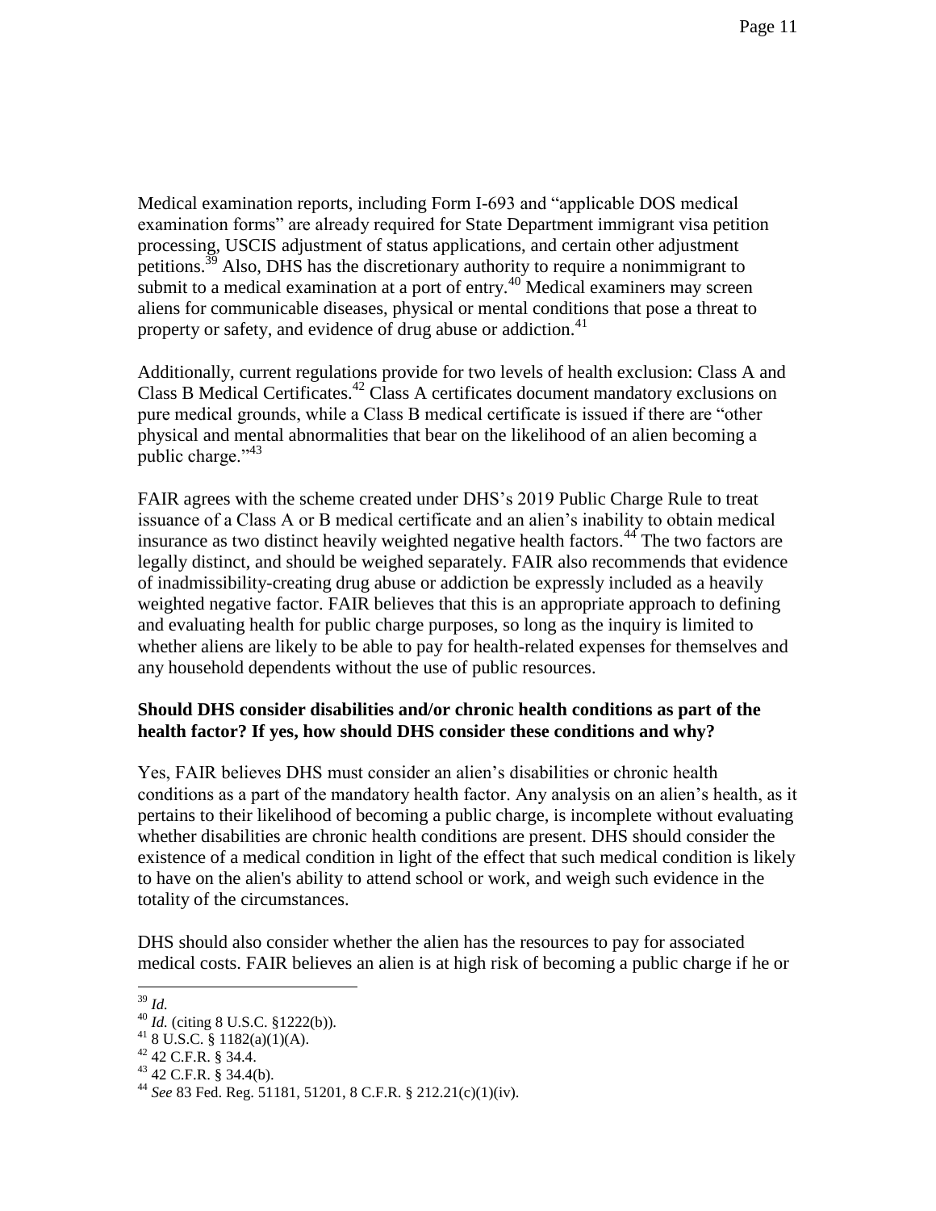Medical examination reports, including Form I-693 and "applicable DOS medical examination forms" are already required for State Department immigrant visa petition processing, USCIS adjustment of status applications, and certain other adjustment petitions.[39] Also, DHS has the discretionary authority to require a nonimmigrant to submit to a medical examination at a port of entry.[40] Medical examiners may screen aliens for communicable diseases, physical or mental conditions that pose a threat to property or safety, and evidence of drug abuse or addiction.[41]

Additionally, current regulations provide for two levels of health exclusion: Class A and Class B Medical Certificates.[42] Class A certificates document mandatory exclusions on pure medical grounds, while a Class B medical certificate is issued if there are "other physical and mental abnormalities that bear on the likelihood of an alien becoming a public charge."[43]

FAIR agrees with the scheme created under DHS's 2019 Public Charge Rule to treat issuance of a Class A or B medical certificate and an alien's inability to obtain medical insurance as two distinct heavily weighted negative health factors.[44] The two factors are legally distinct, and should be weighed separately. FAIR also recommends that evidence of inadmissibility-creating drug abuse or addiction be expressly included as a heavily weighted negative factor. FAIR believes that this is an appropriate approach to defining and evaluating health for public charge purposes, so long as the inquiry is limited to whether aliens are likely to be able to pay for health-related expenses for themselves and any household dependents without the use of public resources.

**Should DHS consider disabilities and/or chronic health conditions as part of the health factor? If yes, how should DHS consider these conditions and why?**

Yes, FAIR believes DHS must consider an alien's disabilities or chronic health conditions as a part of the mandatory health factor. Any analysis on an alien's health, as it pertains to their likelihood of becoming a public charge, is incomplete without evaluating whether disabilities are chronic health conditions are present. DHS should consider the existence of a medical condition in light of the effect that such medical condition is likely to have on the alien's ability to attend school or work, and weigh such evidence in the totality of the circumstances.

DHS should also consider whether the alien has the resources to pay for associated medical costs. FAIR believes an alien is at high risk of becoming a public charge if he or

---

[39] *Id.*

[40] *Id.* (citing 8 U.S.C. §1222(b)).

[41] 8 U.S.C. § 1182(a)(1)(A).

[42] 42 C.F.R. § 34.4.

[43] 42 C.F.R. § 34.4(b).

[44] *See* 83 Fed. Reg. 51181, 51201, 8 C.F.R. § 212.21(c)(1)(iv).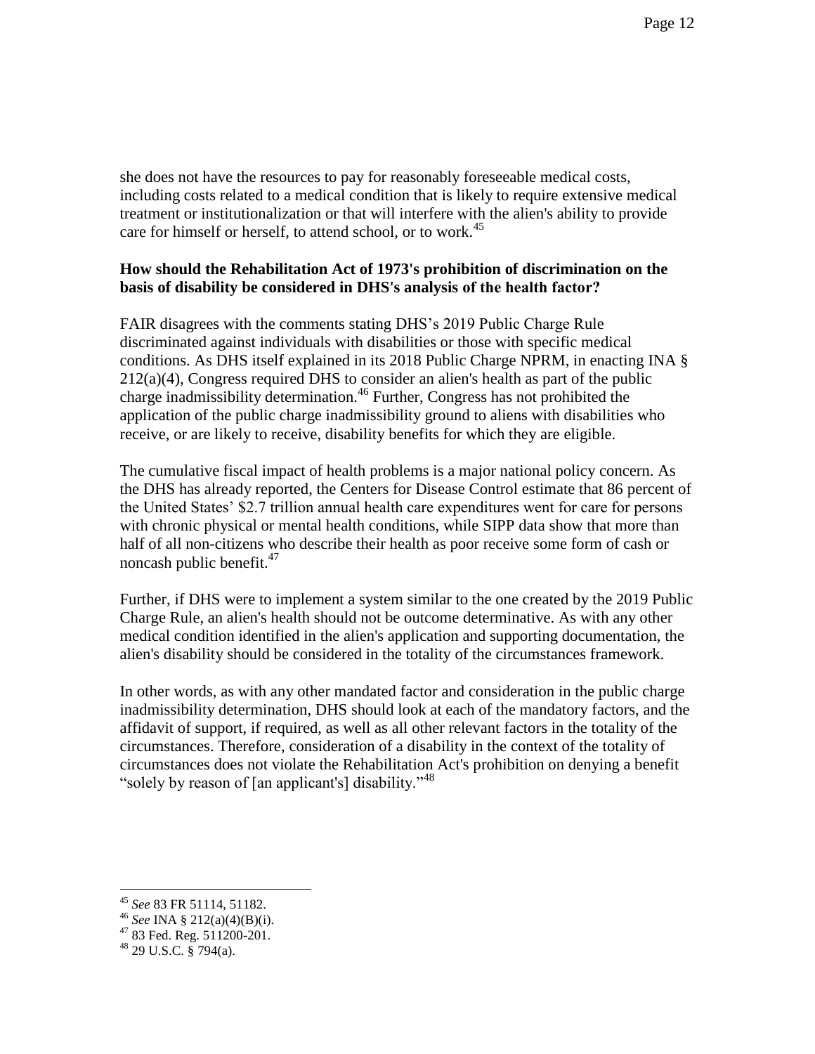she does not have the resources to pay for reasonably foreseeable medical costs, including costs related to a medical condition that is likely to require extensive medical treatment or institutionalization or that will interfere with the alien's ability to provide care for himself or herself, to attend school, or to work.[45]

**How should the Rehabilitation Act of 1973's prohibition of discrimination on the basis of disability be considered in DHS's analysis of the health factor?**

FAIR disagrees with the comments stating DHS's 2019 Public Charge Rule discriminated against individuals with disabilities or those with specific medical conditions. As DHS itself explained in its 2018 Public Charge NPRM, in enacting INA § 212(a)(4), Congress required DHS to consider an alien's health as part of the public charge inadmissibility determination.[46] Further, Congress has not prohibited the application of the public charge inadmissibility ground to aliens with disabilities who receive, or are likely to receive, disability benefits for which they are eligible.

The cumulative fiscal impact of health problems is a major national policy concern. As the DHS has already reported, the Centers for Disease Control estimate that 86 percent of the United States' $2.7 trillion annual health care expenditures went for care for persons with chronic physical or mental health conditions, while SIPP data show that more than half of all non-citizens who describe their health as poor receive some form of cash or noncash public benefit.[47]

Further, if DHS were to implement a system similar to the one created by the 2019 Public Charge Rule, an alien's health should not be outcome determinative. As with any other medical condition identified in the alien's application and supporting documentation, the alien's disability should be considered in the totality of the circumstances framework.

In other words, as with any other mandated factor and consideration in the public charge inadmissibility determination, DHS should look at each of the mandatory factors, and the affidavit of support, if required, as well as all other relevant factors in the totality of the circumstances. Therefore, consideration of a disability in the context of the totality of circumstances does not violate the Rehabilitation Act's prohibition on denying a benefit "solely by reason of [an applicant's] disability."[48]

---

[45] *See* 83 FR 51114, 51182.

[46] *See* INA § 212(a)(4)(B)(i).

[47] 83 Fed. Reg. 511200-201.

[48] 29 U.S.C. § 794(a).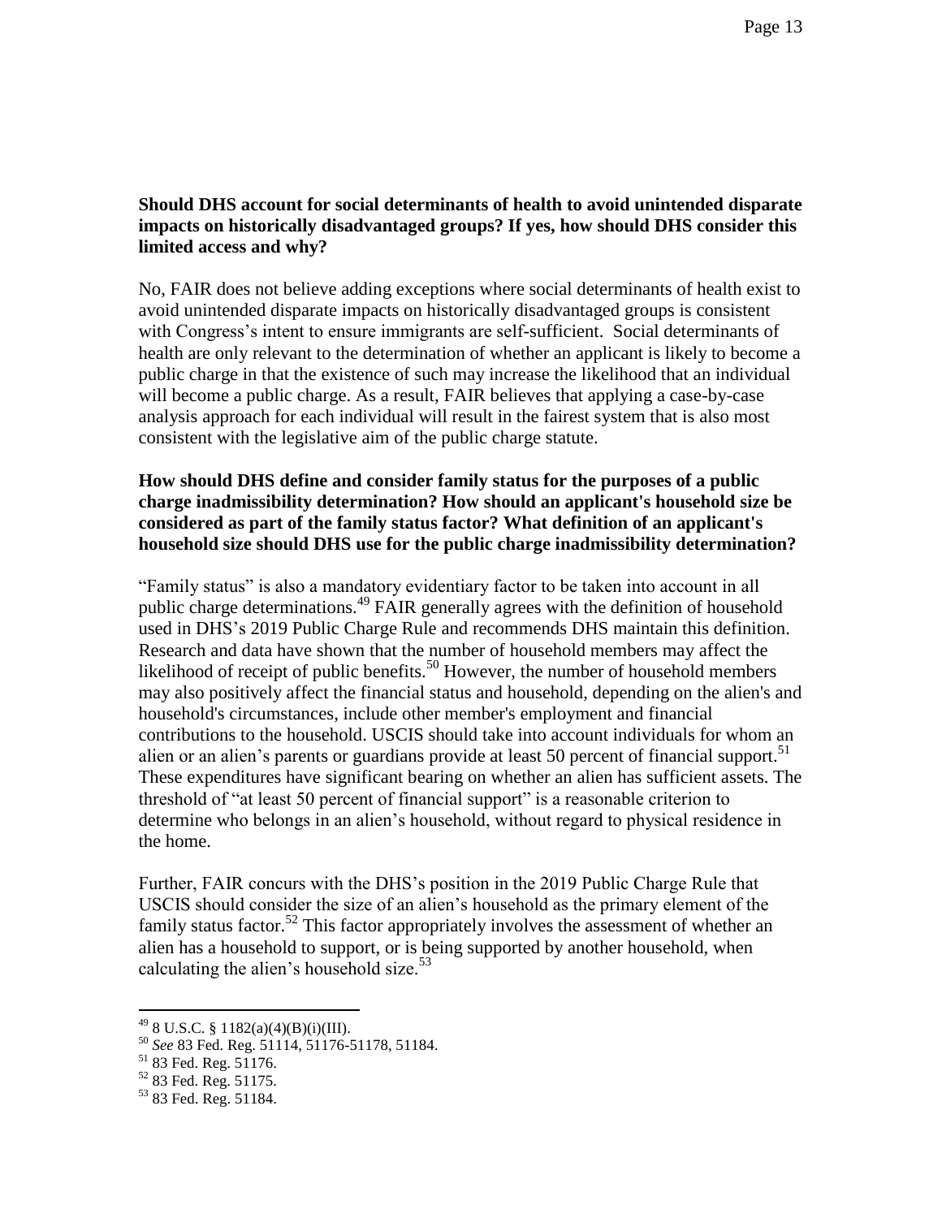**Should DHS account for social determinants of health to avoid unintended disparate impacts on historically disadvantaged groups? If yes, how should DHS consider this limited access and why?**

No, FAIR does not believe adding exceptions where social determinants of health exist to avoid unintended disparate impacts on historically disadvantaged groups is consistent with Congress's intent to ensure immigrants are self-sufficient. Social determinants of health are only relevant to the determination of whether an applicant is likely to become a public charge in that the existence of such may increase the likelihood that an individual will become a public charge. As a result, FAIR believes that applying a case-by-case analysis approach for each individual will result in the fairest system that is also most consistent with the legislative aim of the public charge statute.

**How should DHS define and consider family status for the purposes of a public charge inadmissibility determination? How should an applicant's household size be considered as part of the family status factor? What definition of an applicant's household size should DHS use for the public charge inadmissibility determination?**

"Family status" is also a mandatory evidentiary factor to be taken into account in all public charge determinations.[49] FAIR generally agrees with the definition of household used in DHS's 2019 Public Charge Rule and recommends DHS maintain this definition. Research and data have shown that the number of household members may affect the likelihood of receipt of public benefits.[50] However, the number of household members may also positively affect the financial status and household, depending on the alien's and household's circumstances, include other member's employment and financial contributions to the household. USCIS should take into account individuals for whom an alien or an alien's parents or guardians provide at least 50 percent of financial support.[51] These expenditures have significant bearing on whether an alien has sufficient assets. The threshold of "at least 50 percent of financial support" is a reasonable criterion to determine who belongs in an alien's household, without regard to physical residence in the home.

Further, FAIR concurs with the DHS's position in the 2019 Public Charge Rule that USCIS should consider the size of an alien's household as the primary element of the family status factor.[52] This factor appropriately involves the assessment of whether an alien has a household to support, or is being supported by another household, when calculating the alien's household size.[53]

---

[49] 8 U.S.C. § 1182(a)(4)(B)(i)(III).

[50] *See* 83 Fed. Reg. 51114, 51176-51178, 51184.

[51] 83 Fed. Reg. 51176.

[52] 83 Fed. Reg. 51175.

[53] 83 Fed. Reg. 51184.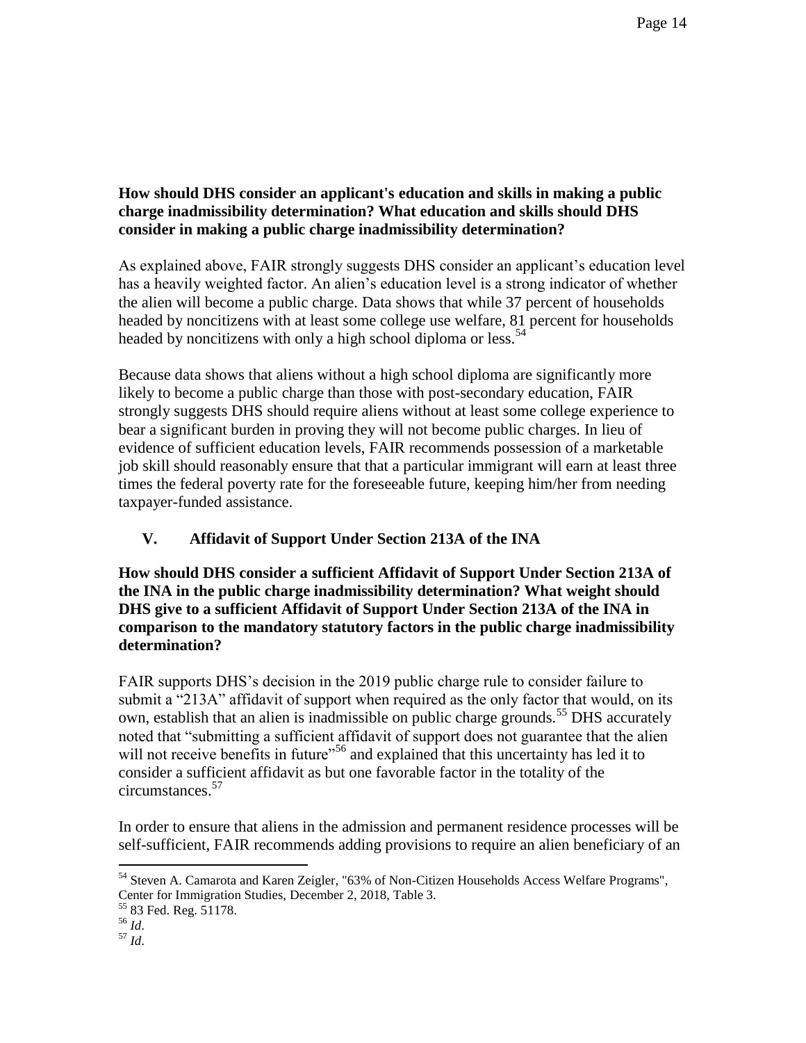**How should DHS consider an applicant's education and skills in making a public charge inadmissibility determination? What education and skills should DHS consider in making a public charge inadmissibility determination?**

As explained above, FAIR strongly suggests DHS consider an applicant's education level has a heavily weighted factor. An alien's education level is a strong indicator of whether the alien will become a public charge. Data shows that while 37 percent of households headed by noncitizens with at least some college use welfare, 81 percent for households headed by noncitizens with only a high school diploma or less.[54]

Because data shows that aliens without a high school diploma are significantly more likely to become a public charge than those with post-secondary education, FAIR strongly suggests DHS should require aliens without at least some college experience to bear a significant burden in proving they will not become public charges. In lieu of evidence of sufficient education levels, FAIR recommends possession of a marketable job skill should reasonably ensure that that a particular immigrant will earn at least three times the federal poverty rate for the foreseeable future, keeping him/her from needing taxpayer-funded assistance.

## V. Affidavit of Support Under Section 213A of the INA

**How should DHS consider a sufficient Affidavit of Support Under Section 213A of the INA in the public charge inadmissibility determination? What weight should DHS give to a sufficient Affidavit of Support Under Section 213A of the INA in comparison to the mandatory statutory factors in the public charge inadmissibility determination?**

FAIR supports DHS's decision in the 2019 public charge rule to consider failure to submit a "213A" affidavit of support when required as the only factor that would, on its own, establish that an alien is inadmissible on public charge grounds.[55] DHS accurately noted that "submitting a sufficient affidavit of support does not guarantee that the alien will not receive benefits in future"[56] and explained that this uncertainty has led it to consider a sufficient affidavit as but one favorable factor in the totality of the circumstances.[57]

In order to ensure that aliens in the admission and permanent residence processes will be self-sufficient, FAIR recommends adding provisions to require an alien beneficiary of an

---

[54] Steven A. Camarota and Karen Zeigler, "63% of Non-Citizen Households Access Welfare Programs", Center for Immigration Studies, December 2, 2018, Table 3.

[55] 83 Fed. Reg. 51178.

[56] *Id*.

[57] *Id*.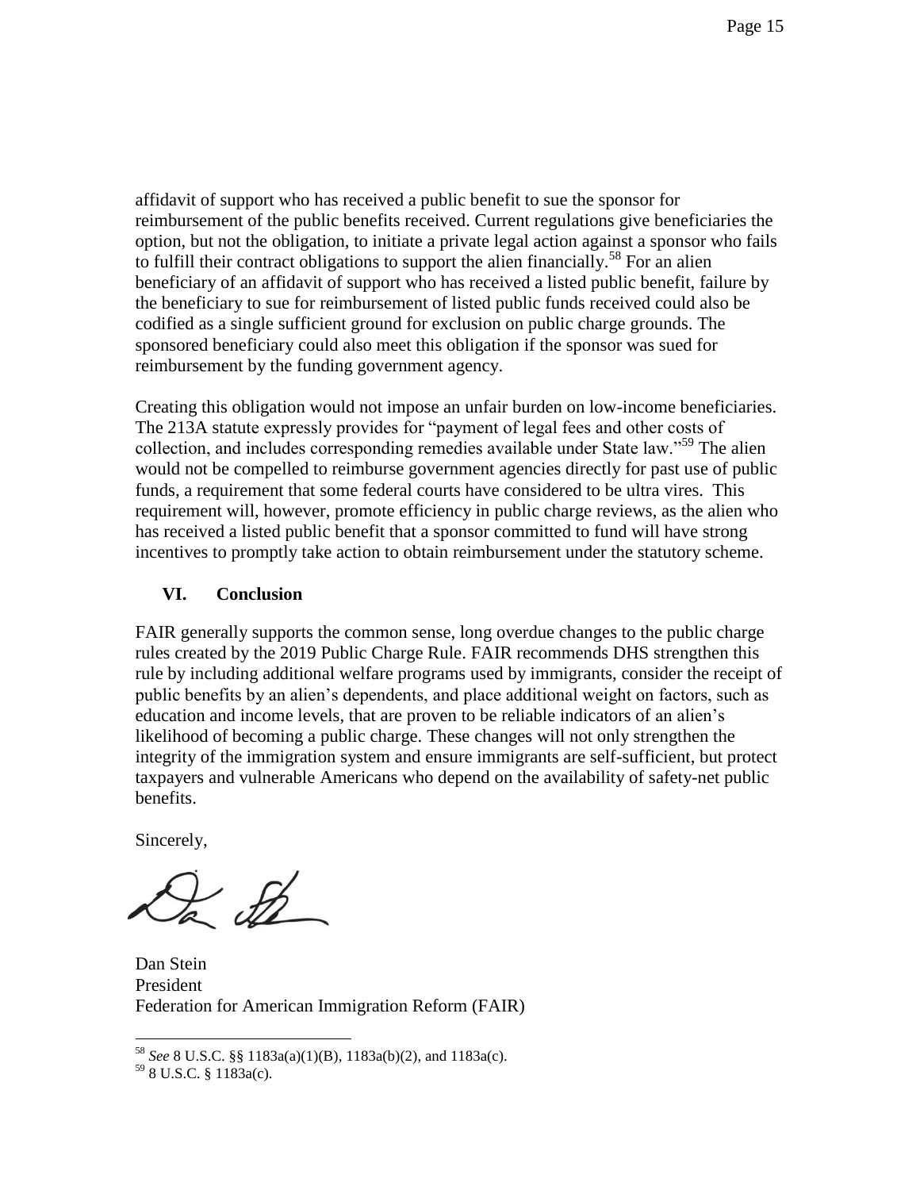affidavit of support who has received a public benefit to sue the sponsor for reimbursement of the public benefits received. Current regulations give beneficiaries the option, but not the obligation, to initiate a private legal action against a sponsor who fails to fulfill their contract obligations to support the alien financially.[58] For an alien beneficiary of an affidavit of support who has received a listed public benefit, failure by the beneficiary to sue for reimbursement of listed public funds received could also be codified as a single sufficient ground for exclusion on public charge grounds. The sponsored beneficiary could also meet this obligation if the sponsor was sued for reimbursement by the funding government agency.

Creating this obligation would not impose an unfair burden on low-income beneficiaries. The 213A statute expressly provides for "payment of legal fees and other costs of collection, and includes corresponding remedies available under State law."[59] The alien would not be compelled to reimburse government agencies directly for past use of public funds, a requirement that some federal courts have considered to be ultra vires. This requirement will, however, promote efficiency in public charge reviews, as the alien who has received a listed public benefit that a sponsor committed to fund will have strong incentives to promptly take action to obtain reimbursement under the statutory scheme.

## VI. Conclusion

FAIR generally supports the common sense, long overdue changes to the public charge rules created by the 2019 Public Charge Rule. FAIR recommends DHS strengthen this rule by including additional welfare programs used by immigrants, consider the receipt of public benefits by an alien's dependents, and place additional weight on factors, such as education and income levels, that are proven to be reliable indicators of an alien's likelihood of becoming a public charge. These changes will not only strengthen the integrity of the immigration system and ensure immigrants are self-sufficient, but protect taxpayers and vulnerable Americans who depend on the availability of safety-net public benefits.

Sincerely,

Dan Stein
President
Federation for American Immigration Reform (FAIR)

---

[58] *See* 8 U.S.C. §§ 1183a(a)(1)(B), 1183a(b)(2), and 1183a(c).

[59] 8 U.S.C. § 1183a(c).